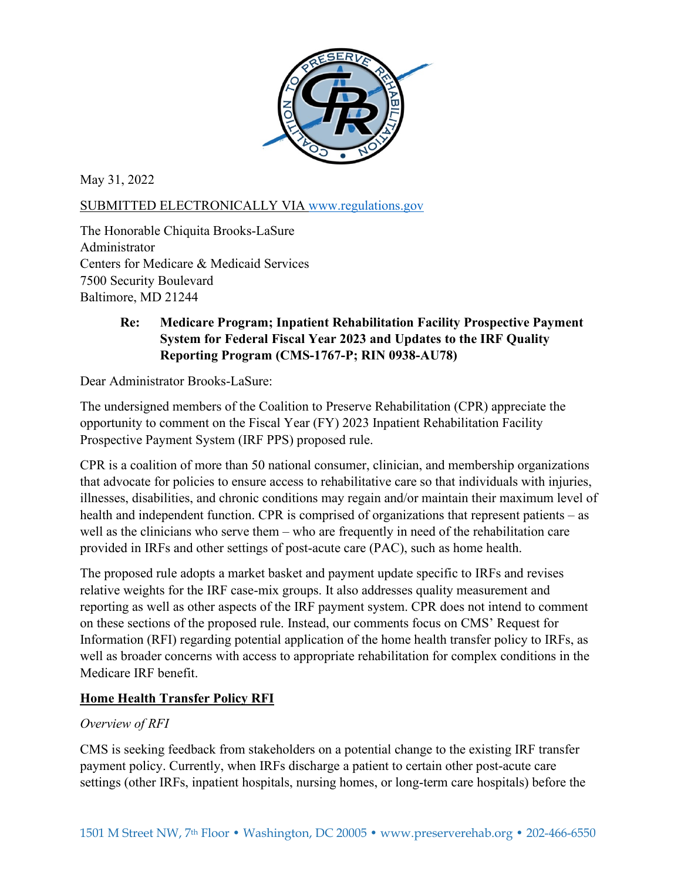May 31, 2022

SUBMITTED ELECTRONICALLY VIA www.regulations.gov

The Honorable Chiquita Brooks-LaSure
Administrator
Centers for Medicare & Medicaid Services
7500 Security Boulevard
Baltimore, MD 21244

**Re: Medicare Program; Inpatient Rehabilitation Facility Prospective Payment System for Federal Fiscal Year 2023 and Updates to the IRF Quality Reporting Program (CMS-1767-P; RIN 0938-AU78)**

Dear Administrator Brooks-LaSure:

The undersigned members of the Coalition to Preserve Rehabilitation (CPR) appreciate the opportunity to comment on the Fiscal Year (FY) 2023 Inpatient Rehabilitation Facility Prospective Payment System (IRF PPS) proposed rule.

CPR is a coalition of more than 50 national consumer, clinician, and membership organizations that advocate for policies to ensure access to rehabilitative care so that individuals with injuries, illnesses, disabilities, and chronic conditions may regain and/or maintain their maximum level of health and independent function. CPR is comprised of organizations that represent patients – as well as the clinicians who serve them – who are frequently in need of the rehabilitation care provided in IRFs and other settings of post-acute care (PAC), such as home health.

The proposed rule adopts a market basket and payment update specific to IRFs and revises relative weights for the IRF case-mix groups. It also addresses quality measurement and reporting as well as other aspects of the IRF payment system. CPR does not intend to comment on these sections of the proposed rule. Instead, our comments focus on CMS' Request for Information (RFI) regarding potential application of the home health transfer policy to IRFs, as well as broader concerns with access to appropriate rehabilitation for complex conditions in the Medicare IRF benefit.

## Home Health Transfer Policy RFI

*Overview of RFI*

CMS is seeking feedback from stakeholders on a potential change to the existing IRF transfer payment policy. Currently, when IRFs discharge a patient to certain other post-acute care settings (other IRFs, inpatient hospitals, nursing homes, or long-term care hospitals) before the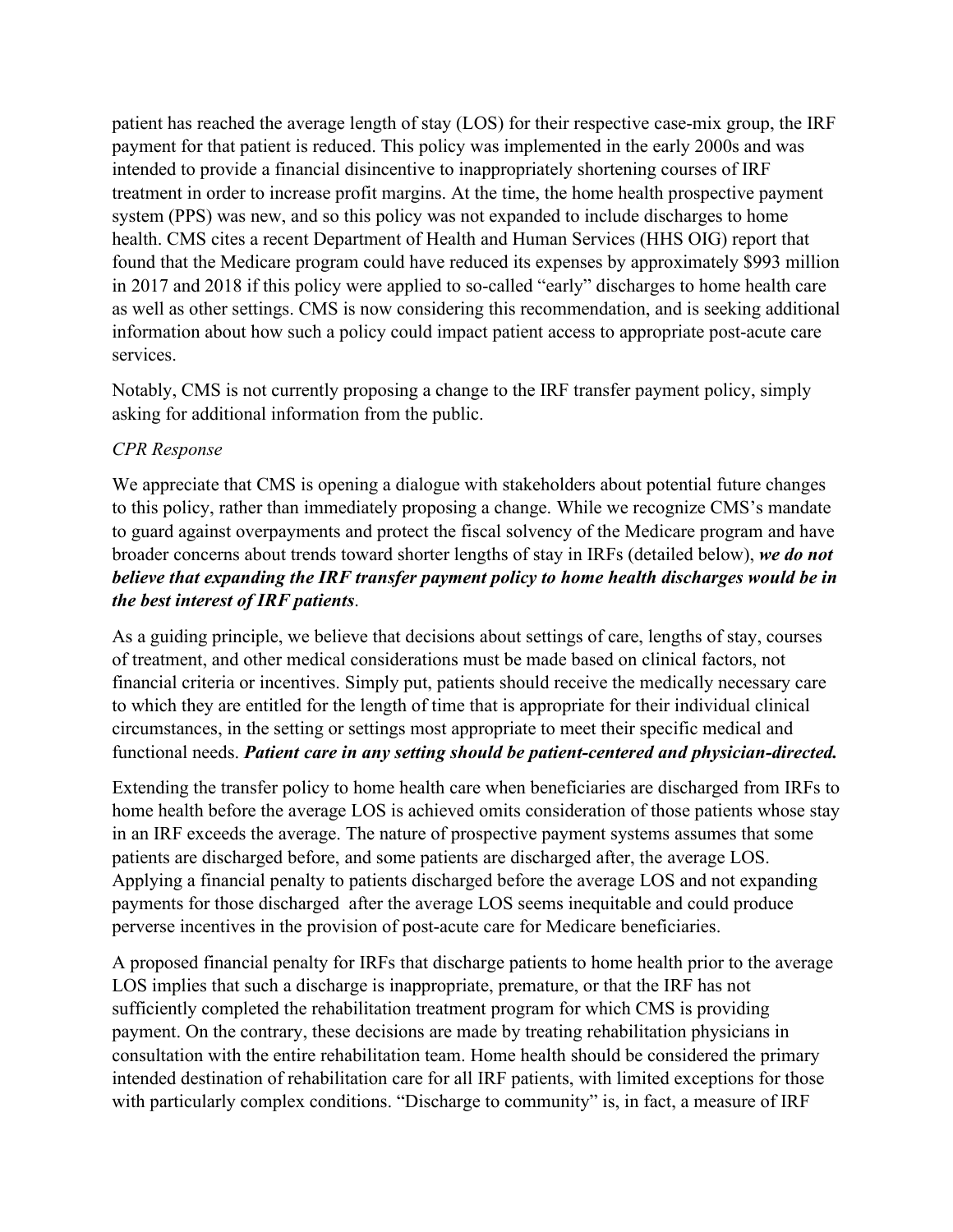patient has reached the average length of stay (LOS) for their respective case-mix group, the IRF payment for that patient is reduced. This policy was implemented in the early 2000s and was intended to provide a financial disincentive to inappropriately shortening courses of IRF treatment in order to increase profit margins. At the time, the home health prospective payment system (PPS) was new, and so this policy was not expanded to include discharges to home health. CMS cites a recent Department of Health and Human Services (HHS OIG) report that found that the Medicare program could have reduced its expenses by approximately $993 million in 2017 and 2018 if this policy were applied to so-called "early" discharges to home health care as well as other settings. CMS is now considering this recommendation, and is seeking additional information about how such a policy could impact patient access to appropriate post-acute care services.

Notably, CMS is not currently proposing a change to the IRF transfer payment policy, simply asking for additional information from the public.

*CPR Response*

We appreciate that CMS is opening a dialogue with stakeholders about potential future changes to this policy, rather than immediately proposing a change. While we recognize CMS's mandate to guard against overpayments and protect the fiscal solvency of the Medicare program and have broader concerns about trends toward shorter lengths of stay in IRFs (detailed below), ***we do not believe that expanding the IRF transfer payment policy to home health discharges would be in the best interest of IRF patients***.

As a guiding principle, we believe that decisions about settings of care, lengths of stay, courses of treatment, and other medical considerations must be made based on clinical factors, not financial criteria or incentives. Simply put, patients should receive the medically necessary care to which they are entitled for the length of time that is appropriate for their individual clinical circumstances, in the setting or settings most appropriate to meet their specific medical and functional needs. ***Patient care in any setting should be patient-centered and physician-directed.***

Extending the transfer policy to home health care when beneficiaries are discharged from IRFs to home health before the average LOS is achieved omits consideration of those patients whose stay in an IRF exceeds the average. The nature of prospective payment systems assumes that some patients are discharged before, and some patients are discharged after, the average LOS. Applying a financial penalty to patients discharged before the average LOS and not expanding payments for those discharged after the average LOS seems inequitable and could produce perverse incentives in the provision of post-acute care for Medicare beneficiaries.

A proposed financial penalty for IRFs that discharge patients to home health prior to the average LOS implies that such a discharge is inappropriate, premature, or that the IRF has not sufficiently completed the rehabilitation treatment program for which CMS is providing payment. On the contrary, these decisions are made by treating rehabilitation physicians in consultation with the entire rehabilitation team. Home health should be considered the primary intended destination of rehabilitation care for all IRF patients, with limited exceptions for those with particularly complex conditions. "Discharge to community" is, in fact, a measure of IRF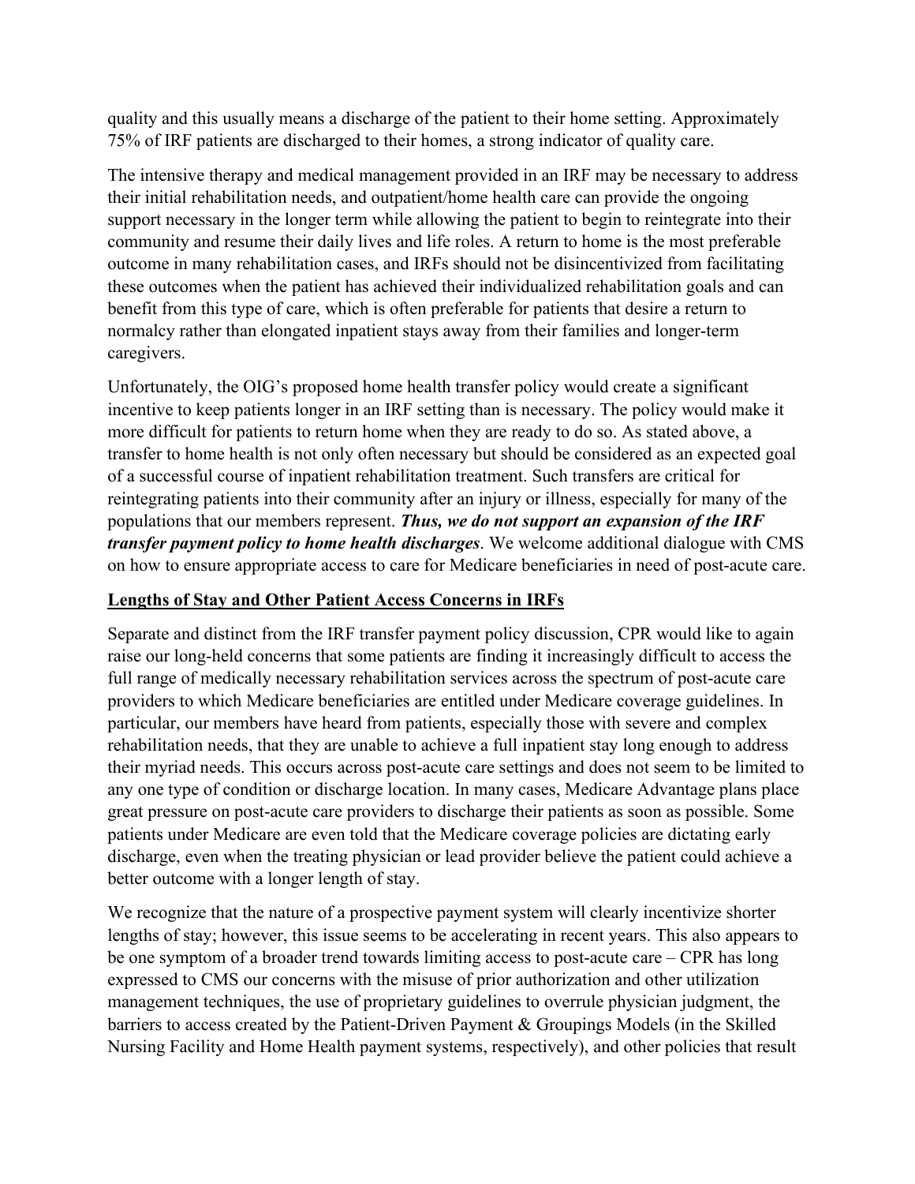quality and this usually means a discharge of the patient to their home setting. Approximately 75% of IRF patients are discharged to their homes, a strong indicator of quality care.

The intensive therapy and medical management provided in an IRF may be necessary to address their initial rehabilitation needs, and outpatient/home health care can provide the ongoing support necessary in the longer term while allowing the patient to begin to reintegrate into their community and resume their daily lives and life roles. A return to home is the most preferable outcome in many rehabilitation cases, and IRFs should not be disincentivized from facilitating these outcomes when the patient has achieved their individualized rehabilitation goals and can benefit from this type of care, which is often preferable for patients that desire a return to normalcy rather than elongated inpatient stays away from their families and longer-term caregivers.

Unfortunately, the OIG's proposed home health transfer policy would create a significant incentive to keep patients longer in an IRF setting than is necessary. The policy would make it more difficult for patients to return home when they are ready to do so. As stated above, a transfer to home health is not only often necessary but should be considered as an expected goal of a successful course of inpatient rehabilitation treatment. Such transfers are critical for reintegrating patients into their community after an injury or illness, especially for many of the populations that our members represent. ***Thus, we do not support an expansion of the IRF transfer payment policy to home health discharges***. We welcome additional dialogue with CMS on how to ensure appropriate access to care for Medicare beneficiaries in need of post-acute care.

## Lengths of Stay and Other Patient Access Concerns in IRFs

Separate and distinct from the IRF transfer payment policy discussion, CPR would like to again raise our long-held concerns that some patients are finding it increasingly difficult to access the full range of medically necessary rehabilitation services across the spectrum of post-acute care providers to which Medicare beneficiaries are entitled under Medicare coverage guidelines. In particular, our members have heard from patients, especially those with severe and complex rehabilitation needs, that they are unable to achieve a full inpatient stay long enough to address their myriad needs. This occurs across post-acute care settings and does not seem to be limited to any one type of condition or discharge location. In many cases, Medicare Advantage plans place great pressure on post-acute care providers to discharge their patients as soon as possible. Some patients under Medicare are even told that the Medicare coverage policies are dictating early discharge, even when the treating physician or lead provider believe the patient could achieve a better outcome with a longer length of stay.

We recognize that the nature of a prospective payment system will clearly incentivize shorter lengths of stay; however, this issue seems to be accelerating in recent years. This also appears to be one symptom of a broader trend towards limiting access to post-acute care – CPR has long expressed to CMS our concerns with the misuse of prior authorization and other utilization management techniques, the use of proprietary guidelines to overrule physician judgment, the barriers to access created by the Patient-Driven Payment & Groupings Models (in the Skilled Nursing Facility and Home Health payment systems, respectively), and other policies that result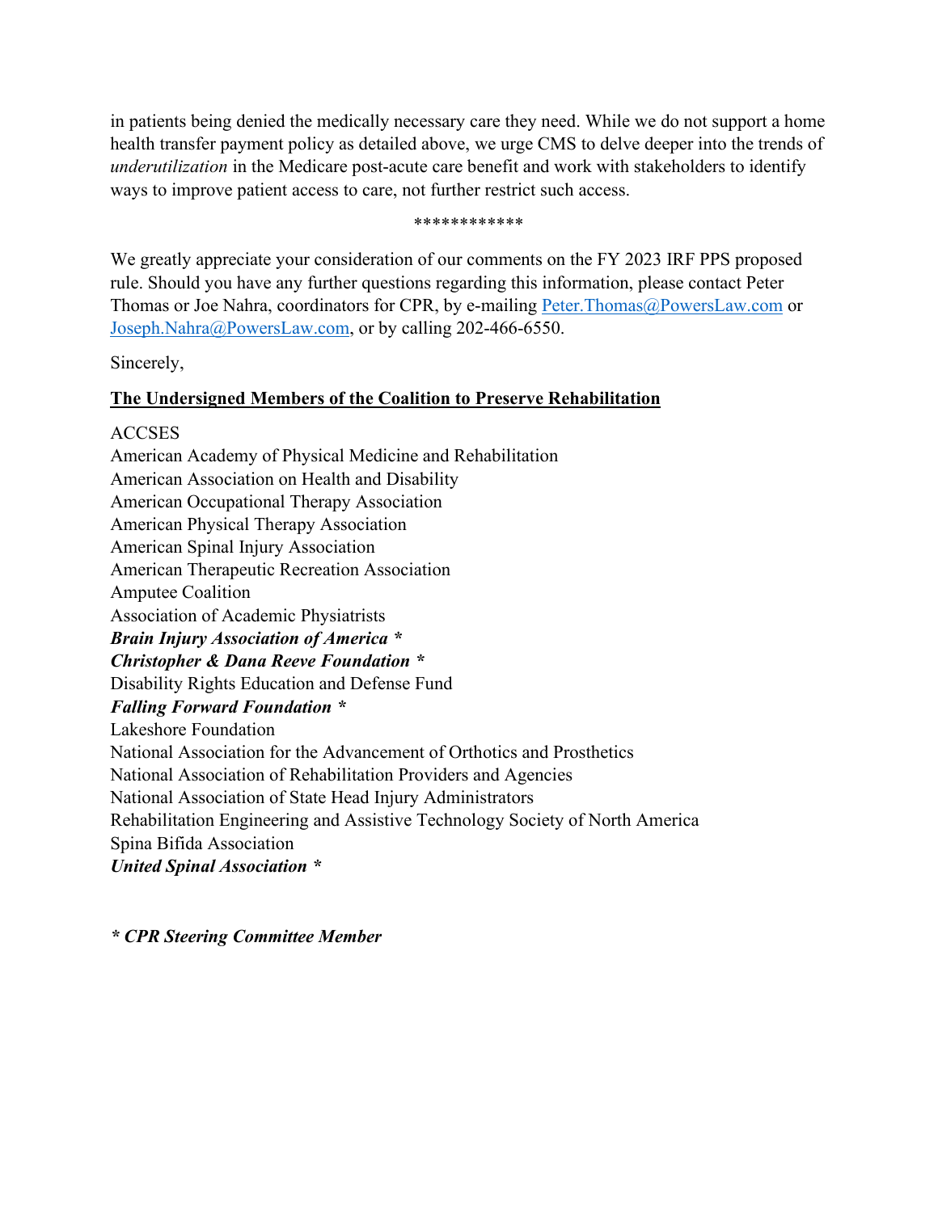in patients being denied the medically necessary care they need. While we do not support a home health transfer payment policy as detailed above, we urge CMS to delve deeper into the trends of *underutilization* in the Medicare post-acute care benefit and work with stakeholders to identify ways to improve patient access to care, not further restrict such access.

************

We greatly appreciate your consideration of our comments on the FY 2023 IRF PPS proposed rule. Should you have any further questions regarding this information, please contact Peter Thomas or Joe Nahra, coordinators for CPR, by e-mailing Peter.Thomas@PowersLaw.com or Joseph.Nahra@PowersLaw.com, or by calling 202-466-6550.

Sincerely,

**The Undersigned Members of the Coalition to Preserve Rehabilitation**

ACCSES  
American Academy of Physical Medicine and Rehabilitation  
American Association on Health and Disability  
American Occupational Therapy Association  
American Physical Therapy Association  
American Spinal Injury Association  
American Therapeutic Recreation Association  
Amputee Coalition  
Association of Academic Physiatrists  
***Brain Injury Association of America \****  
***Christopher & Dana Reeve Foundation \****  
Disability Rights Education and Defense Fund  
***Falling Forward Foundation \****  
Lakeshore Foundation  
National Association for the Advancement of Orthotics and Prosthetics  
National Association of Rehabilitation Providers and Agencies  
National Association of State Head Injury Administrators  
Rehabilitation Engineering and Assistive Technology Society of North America  
Spina Bifida Association  
***United Spinal Association \****

***\* CPR Steering Committee Member***